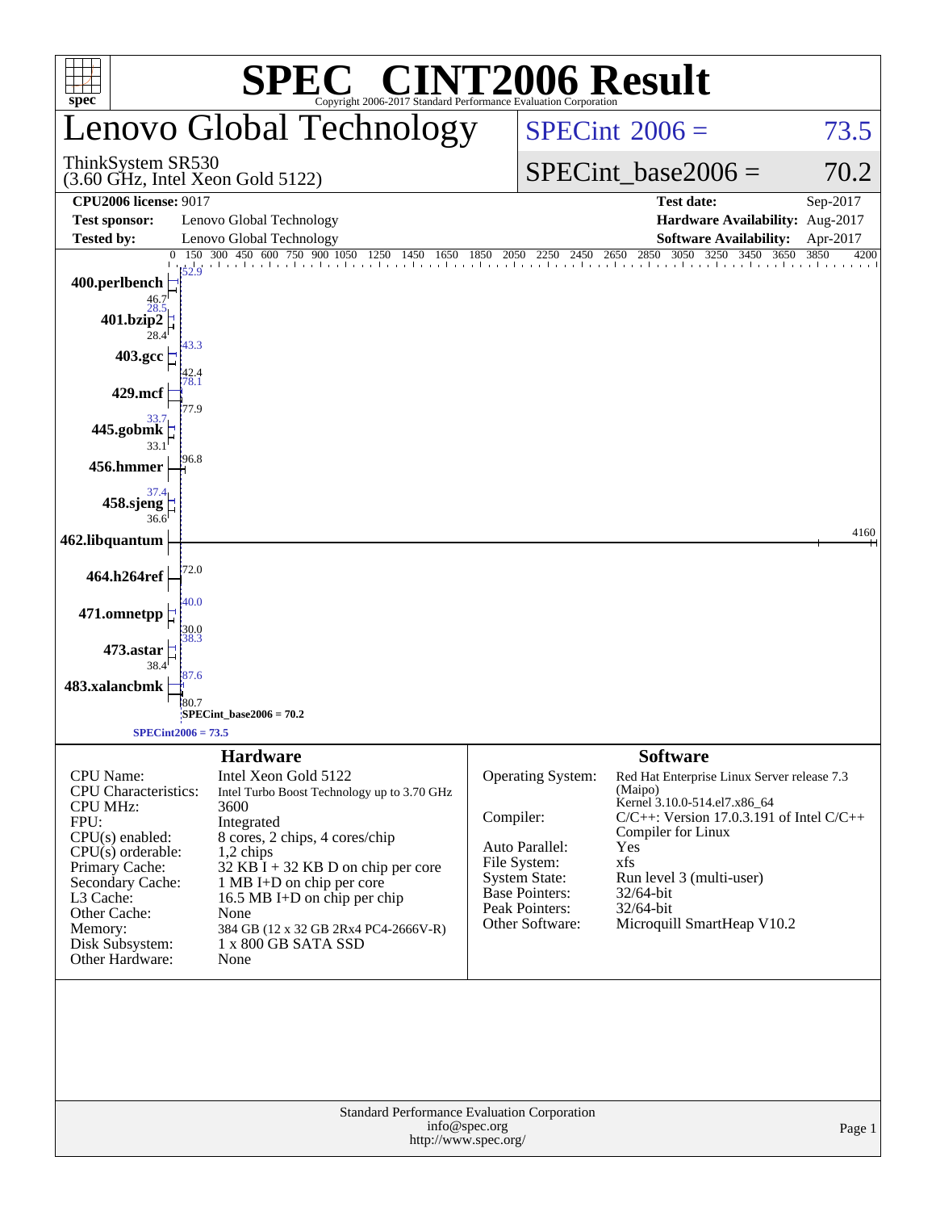# SPEC® CINT2006 Result

Copyright 2006-2017 Standard Performance Evaluation Corporation

## Lenovo Global Technology

ThinkSystem SR530
(3.60 GHz, Intel Xeon Gold 5122)

SPECint® 2006 = 73.5

SPECint_base2006 = 70.2

| | | | |
|---|---|---|---|
| **CPU2006 license:** 9017 | | **Test date:** | Sep-2017 |
| **Test sponsor:** | Lenovo Global Technology | **Hardware Availability:** | Aug-2017 |
| **Tested by:** | Lenovo Global Technology | **Software Availability:** | Apr-2017 |

0 150 300 450 600 750 900 1050 1250 1450 1650 1850 2050 2250 2450 2650 2850 3050 3250 3450 3650 3850 4200

400.perlbench 52.9 46.7
401.bzip2 28.5 28.4
403.gcc 43.3 42.4
429.mcf 78.1 77.9
445.gobmk 33.7 33.1
456.hmmer 96.8
458.sjeng 37.4 36.6
462.libquantum 4160
464.h264ref 72.0
471.omnetpp 40.0 30.0
473.astar 38.3 38.4
483.xalancbmk 87.6 80.7

SPECint_base2006 = 70.2
SPECint2006 = 73.5

### Hardware

| | |
|---|---|
| CPU Name: | Intel Xeon Gold 5122 |
| CPU Characteristics: | Intel Turbo Boost Technology up to 3.70 GHz |
| CPU MHz: | 3600 |
| FPU: | Integrated |
| CPU(s) enabled: | 8 cores, 2 chips, 4 cores/chip |
| CPU(s) orderable: | 1,2 chips |
| Primary Cache: | 32 KB I + 32 KB D on chip per core |
| Secondary Cache: | 1 MB I+D on chip per core |
| L3 Cache: | 16.5 MB I+D on chip per chip |
| Other Cache: | None |
| Memory: | 384 GB (12 x 32 GB 2Rx4 PC4-2666V-R) |
| Disk Subsystem: | 1 x 800 GB SATA SSD |
| Other Hardware: | None |

### Software

| | |
|---|---|
| Operating System: | Red Hat Enterprise Linux Server release 7.3 (Maipo) Kernel 3.10.0-514.el7.x86_64 |
| Compiler: | C/C++: Version 17.0.3.191 of Intel C/C++ Compiler for Linux |
| Auto Parallel: | Yes |
| File System: | xfs |
| System State: | Run level 3 (multi-user) |
| Base Pointers: | 32/64-bit |
| Peak Pointers: | 32/64-bit |
| Other Software: | Microquill SmartHeap V10.2 |

Standard Performance Evaluation Corporation
info@spec.org
http://www.spec.org/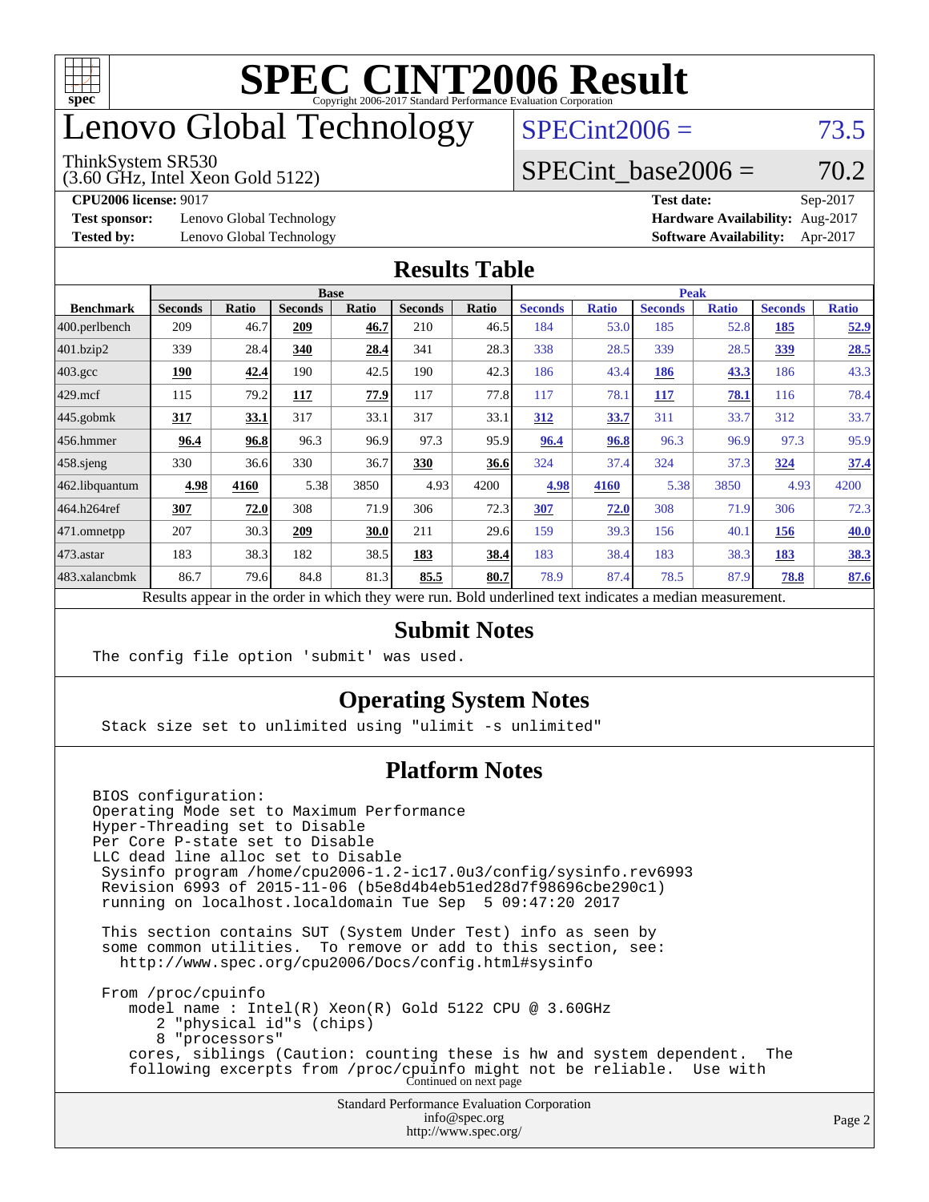# SPEC CINT2006 Result

Copyright 2006-2017 Standard Performance Evaluation Corporation

# Lenovo Global Technology

ThinkSystem SR530
(3.60 GHz, Intel Xeon Gold 5122)

SPECint2006 = 73.5

SPECint_base2006 = 70.2

**CPU2006 license:** 9017 | **Test date:** Sep-2017
**Test sponsor:** Lenovo Global Technology | **Hardware Availability:** Aug-2017
**Tested by:** Lenovo Global Technology | **Software Availability:** Apr-2017

## Results Table

| | Base | | | | | | Peak | | | | | |
|---|---|---|---|---|---|---|---|---|---|---|---|---|
| **Benchmark** | **Seconds** | **Ratio** | **Seconds** | **Ratio** | **Seconds** | **Ratio** | **Seconds** | **Ratio** | **Seconds** | **Ratio** | **Seconds** | **Ratio** |
| 400.perlbench | 209 | 46.7 | **209** | **46.7** | 210 | 46.5 | 184 | 53.0 | 185 | 52.8 | **185** | **52.9** |
| 401.bzip2 | 339 | 28.4 | **340** | **28.4** | 341 | 28.3 | 338 | 28.5 | 339 | 28.5 | **339** | **28.5** |
| 403.gcc | **190** | **42.4** | 190 | 42.5 | 190 | 42.3 | 186 | 43.4 | **186** | **43.3** | 186 | 43.3 |
| 429.mcf | 115 | 79.2 | **117** | **77.9** | 117 | 77.8 | 117 | 78.1 | **117** | **78.1** | 116 | 78.4 |
| 445.gobmk | **317** | **33.1** | 317 | 33.1 | 317 | 33.1 | **312** | **33.7** | 311 | 33.7 | 312 | 33.7 |
| 456.hmmer | **96.4** | **96.8** | 96.3 | 96.9 | 97.3 | 95.9 | **96.4** | **96.8** | 96.3 | 96.9 | 97.3 | 95.9 |
| 458.sjeng | 330 | 36.6 | 330 | 36.7 | **330** | **36.6** | 324 | 37.4 | 324 | 37.3 | **324** | **37.4** |
| 462.libquantum | **4.98** | **4160** | 5.38 | 3850 | 4.93 | 4200 | **4.98** | **4160** | 5.38 | 3850 | 4.93 | 4200 |
| 464.h264ref | **307** | **72.0** | 308 | 71.9 | 306 | 72.3 | **307** | **72.0** | 308 | 71.9 | 306 | 72.3 |
| 471.omnetpp | 207 | 30.3 | **209** | **30.0** | 211 | 29.6 | 159 | 39.3 | 156 | 40.1 | **156** | **40.0** |
| 473.astar | 183 | 38.3 | 182 | 38.5 | **183** | **38.4** | 183 | 38.4 | 183 | 38.3 | **183** | **38.3** |
| 483.xalancbmk | 86.7 | 79.6 | 84.8 | 81.3 | **85.5** | **80.7** | 78.9 | 87.4 | 78.5 | 87.9 | **78.8** | **87.6** |

Results appear in the order in which they were run. Bold underlined text indicates a median measurement.

## Submit Notes

```
The config file option 'submit' was used.
```

## Operating System Notes

```
Stack size set to unlimited using "ulimit -s unlimited"
```

## Platform Notes

```
BIOS configuration:
Operating Mode set to Maximum Performance
Hyper-Threading set to Disable
Per Core P-state set to Disable
LLC dead line alloc set to Disable
 Sysinfo program /home/cpu2006-1.2-ic17.0u3/config/sysinfo.rev6993
 Revision 6993 of 2015-11-06 (b5e8d4b4eb51ed28d7f98696cbe290c1)
 running on localhost.localdomain Tue Sep  5 09:47:20 2017

 This section contains SUT (System Under Test) info as seen by
 some common utilities.  To remove or add to this section, see:
   http://www.spec.org/cpu2006/Docs/config.html#sysinfo

 From /proc/cpuinfo
    model name : Intel(R) Xeon(R) Gold 5122 CPU @ 3.60GHz
       2 "physical id"s (chips)
       8 "processors"
    cores, siblings (Caution: counting these is hw and system dependent.  The
    following excerpts from /proc/cpuinfo might not be reliable.  Use with
```

Continued on next page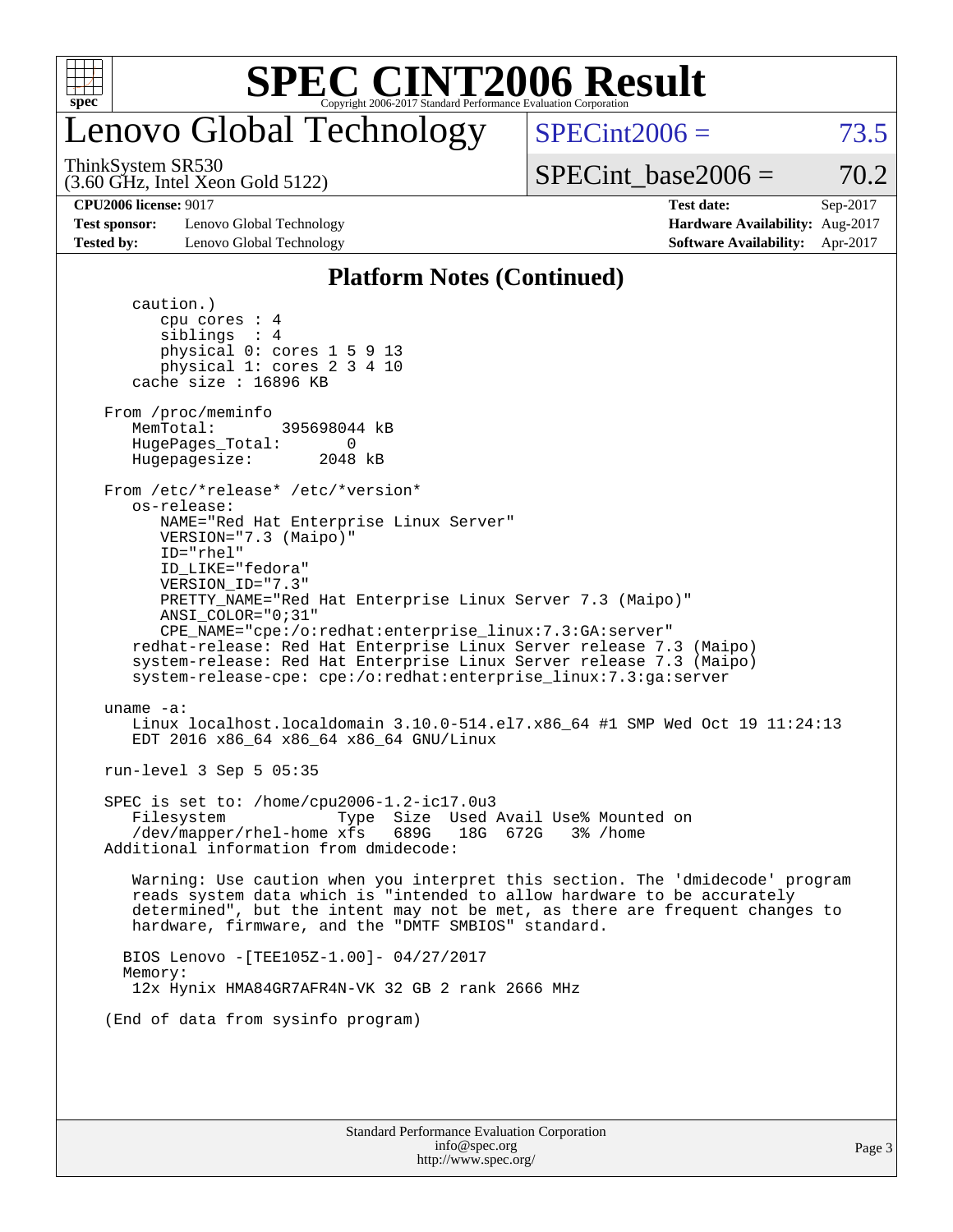# SPEC CINT2006 Result

Copyright 2006-2017 Standard Performance Evaluation Corporation

# Lenovo Global Technology

ThinkSystem SR530
(3.60 GHz, Intel Xeon Gold 5122)

SPECint2006 = 73.5

SPECint_base2006 = 70.2

**CPU2006 license:** 9017
**Test sponsor:** Lenovo Global Technology
**Tested by:** Lenovo Global Technology

**Test date:** Sep-2017
**Hardware Availability:** Aug-2017
**Software Availability:** Apr-2017

## Platform Notes (Continued)

```
      caution.)
         cpu cores : 4
         siblings  : 4
         physical 0: cores 1 5 9 13
         physical 1: cores 2 3 4 10
      cache size : 16896 KB

   From /proc/meminfo
      MemTotal:       395698044 kB
      HugePages_Total:       0
      Hugepagesize:       2048 kB

   From /etc/*release* /etc/*version*
      os-release:
         NAME="Red Hat Enterprise Linux Server"
         VERSION="7.3 (Maipo)"
         ID="rhel"
         ID_LIKE="fedora"
         VERSION_ID="7.3"
         PRETTY_NAME="Red Hat Enterprise Linux Server 7.3 (Maipo)"
         ANSI_COLOR="0;31"
         CPE_NAME="cpe:/o:redhat:enterprise_linux:7.3:GA:server"
      redhat-release: Red Hat Enterprise Linux Server release 7.3 (Maipo)
      system-release: Red Hat Enterprise Linux Server release 7.3 (Maipo)
      system-release-cpe: cpe:/o:redhat:enterprise_linux:7.3:ga:server

   uname -a:
      Linux localhost.localdomain 3.10.0-514.el7.x86_64 #1 SMP Wed Oct 19 11:24:13
      EDT 2016 x86_64 x86_64 x86_64 GNU/Linux

   run-level 3 Sep 5 05:35

   SPEC is set to: /home/cpu2006-1.2-ic17.0u3
      Filesystem            Type  Size  Used Avail Use% Mounted on
      /dev/mapper/rhel-home xfs   689G   18G  672G   3% /home
   Additional information from dmidecode:

      Warning: Use caution when you interpret this section. The 'dmidecode' program
      reads system data which is "intended to allow hardware to be accurately
      determined", but the intent may not be met, as there are frequent changes to
      hardware, firmware, and the "DMTF SMBIOS" standard.

     BIOS Lenovo -[TEE105Z-1.00]- 04/27/2017
     Memory:
      12x Hynix HMA84GR7AFR4N-VK 32 GB 2 rank 2666 MHz

   (End of data from sysinfo program)
```

Standard Performance Evaluation Corporation
info@spec.org
http://www.spec.org/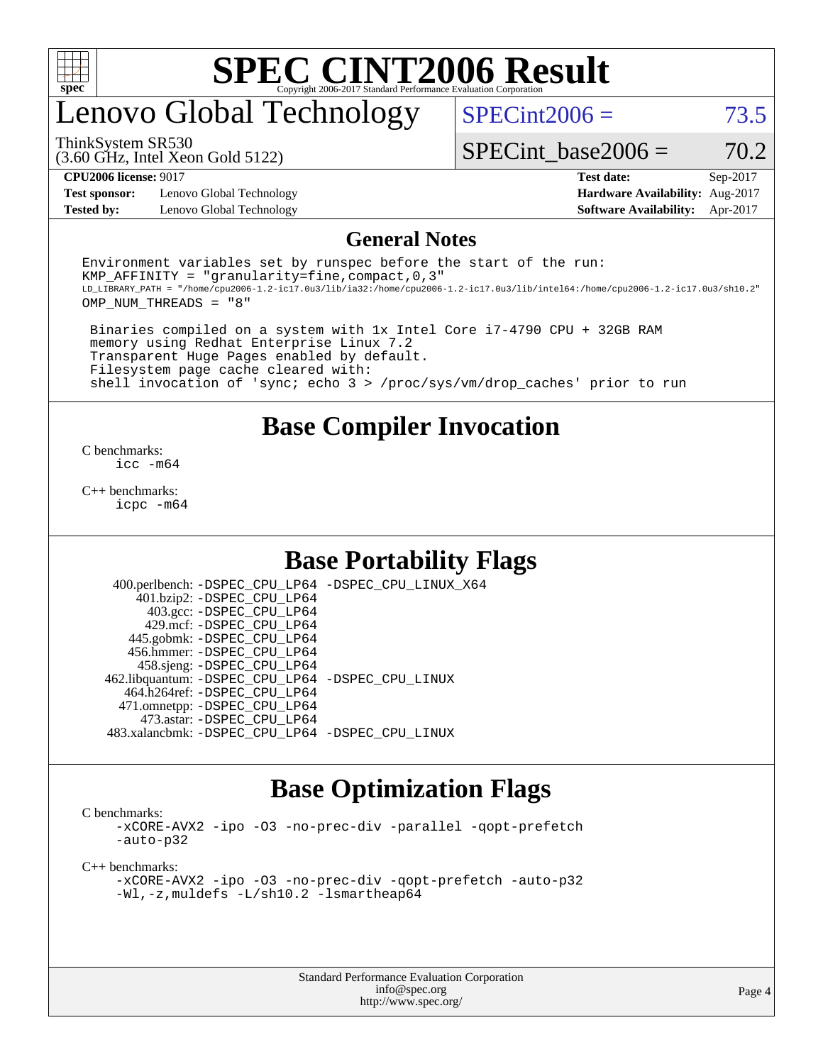# SPEC CINT2006 Result

## Lenovo Global Technology

ThinkSystem SR530
(3.60 GHz, Intel Xeon Gold 5122)

SPECint2006 = 73.5

SPECint_base2006 = 70.2

**CPU2006 license:** 9017
**Test sponsor:** Lenovo Global Technology
**Tested by:** Lenovo Global Technology

**Test date:** Sep-2017
**Hardware Availability:** Aug-2017
**Software Availability:** Apr-2017

## General Notes

```
Environment variables set by runspec before the start of the run:
KMP_AFFINITY = "granularity=fine,compact,0,3"
LD_LIBRARY_PATH = "/home/cpu2006-1.2-ic17.0u3/lib/ia32:/home/cpu2006-1.2-ic17.0u3/lib/intel64:/home/cpu2006-1.2-ic17.0u3/sh10.2"
OMP_NUM_THREADS = "8"

 Binaries compiled on a system with 1x Intel Core i7-4790 CPU + 32GB RAM
 memory using Redhat Enterprise Linux 7.2
 Transparent Huge Pages enabled by default.
 Filesystem page cache cleared with:
 shell invocation of 'sync; echo 3 > /proc/sys/vm/drop_caches' prior to run
```

## Base Compiler Invocation

C benchmarks:
    icc -m64

C++ benchmarks:
    icpc -m64

## Base Portability Flags

400.perlbench: -DSPEC_CPU_LP64 -DSPEC_CPU_LINUX_X64
401.bzip2: -DSPEC_CPU_LP64
403.gcc: -DSPEC_CPU_LP64
429.mcf: -DSPEC_CPU_LP64
445.gobmk: -DSPEC_CPU_LP64
456.hmmer: -DSPEC_CPU_LP64
458.sjeng: -DSPEC_CPU_LP64
462.libquantum: -DSPEC_CPU_LP64 -DSPEC_CPU_LINUX
464.h264ref: -DSPEC_CPU_LP64
471.omnetpp: -DSPEC_CPU_LP64
473.astar: -DSPEC_CPU_LP64
483.xalancbmk: -DSPEC_CPU_LP64 -DSPEC_CPU_LINUX

## Base Optimization Flags

C benchmarks:
    -xCORE-AVX2 -ipo -O3 -no-prec-div -parallel -qopt-prefetch
    -auto-p32

C++ benchmarks:
    -xCORE-AVX2 -ipo -O3 -no-prec-div -qopt-prefetch -auto-p32
    -Wl,-z,muldefs -L/sh10.2 -lsmartheap64

Standard Performance Evaluation Corporation
info@spec.org
http://www.spec.org/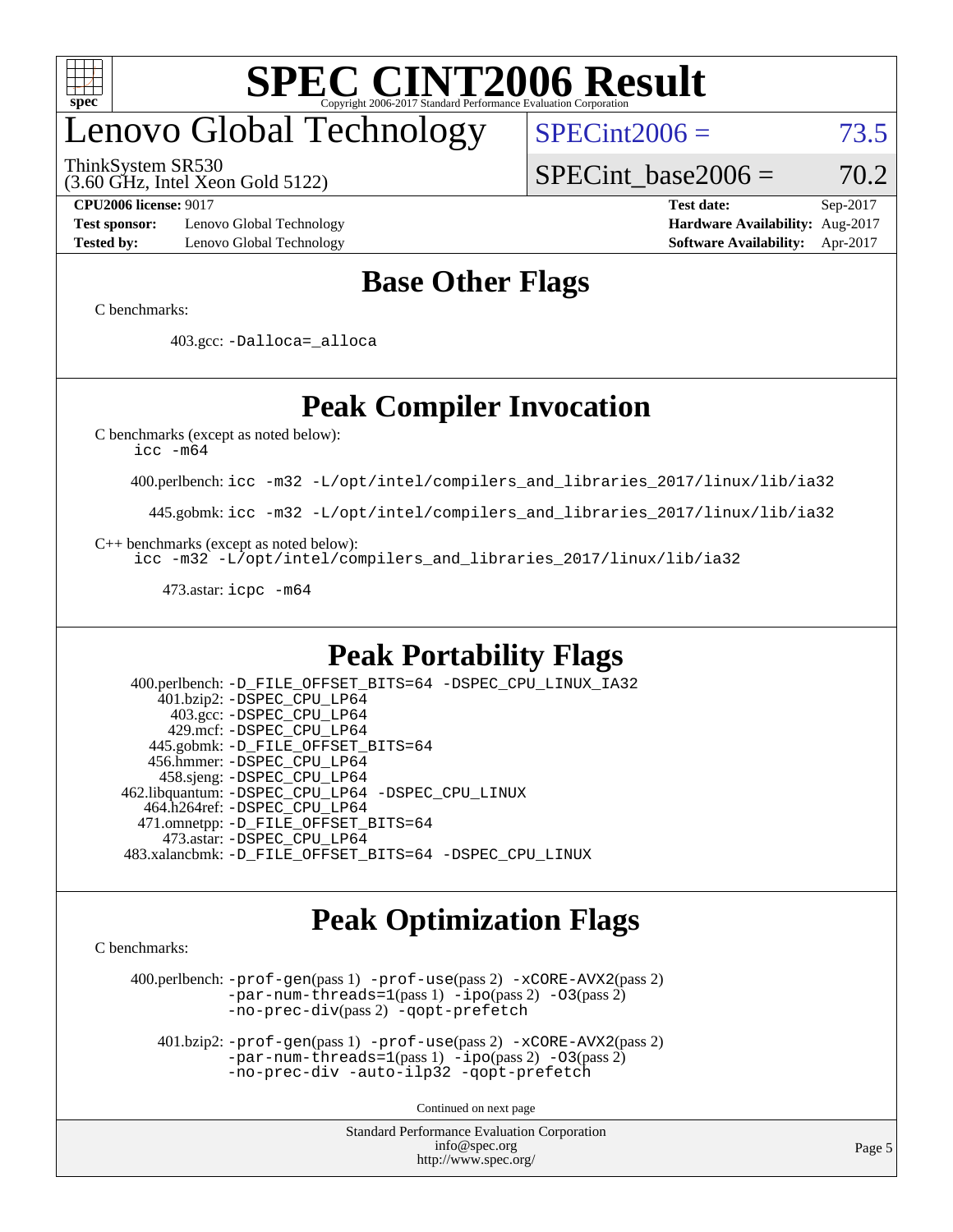# SPEC CINT2006 Result

Copyright 2006-2017 Standard Performance Evaluation Corporation

# Lenovo Global Technology

ThinkSystem SR530
(3.60 GHz, Intel Xeon Gold 5122)

SPECint2006 = 73.5

SPECint_base2006 = 70.2

**CPU2006 license:** 9017 **Test date:** Sep-2017

**Test sponsor:** Lenovo Global Technology **Hardware Availability:** Aug-2017

**Tested by:** Lenovo Global Technology **Software Availability:** Apr-2017

## Base Other Flags

C benchmarks:

403.gcc: `-Dalloca=_alloca`

## Peak Compiler Invocation

C benchmarks (except as noted below):
`icc -m64`

400.perlbench: `icc -m32 -L/opt/intel/compilers_and_libraries_2017/linux/lib/ia32`

445.gobmk: `icc -m32 -L/opt/intel/compilers_and_libraries_2017/linux/lib/ia32`

C++ benchmarks (except as noted below):
`icc -m32 -L/opt/intel/compilers_and_libraries_2017/linux/lib/ia32`

473.astar: `icpc -m64`

## Peak Portability Flags

400.perlbench: `-D_FILE_OFFSET_BITS=64 -DSPEC_CPU_LINUX_IA32`
401.bzip2: `-DSPEC_CPU_LP64`
403.gcc: `-DSPEC_CPU_LP64`
429.mcf: `-DSPEC_CPU_LP64`
445.gobmk: `-D_FILE_OFFSET_BITS=64`
456.hmmer: `-DSPEC_CPU_LP64`
458.sjeng: `-DSPEC_CPU_LP64`
462.libquantum: `-DSPEC_CPU_LP64 -DSPEC_CPU_LINUX`
464.h264ref: `-DSPEC_CPU_LP64`
471.omnetpp: `-D_FILE_OFFSET_BITS=64`
473.astar: `-DSPEC_CPU_LP64`
483.xalancbmk: `-D_FILE_OFFSET_BITS=64 -DSPEC_CPU_LINUX`

## Peak Optimization Flags

C benchmarks:

400.perlbench: `-prof-gen`(pass 1) `-prof-use`(pass 2) `-xCORE-AVX2`(pass 2) `-par-num-threads=1`(pass 1) `-ipo`(pass 2) `-O3`(pass 2) `-no-prec-div`(pass 2) `-qopt-prefetch`

401.bzip2: `-prof-gen`(pass 1) `-prof-use`(pass 2) `-xCORE-AVX2`(pass 2) `-par-num-threads=1`(pass 1) `-ipo`(pass 2) `-O3`(pass 2) `-no-prec-div -auto-ilp32 -qopt-prefetch`

Continued on next page

Standard Performance Evaluation Corporation
info@spec.org
http://www.spec.org/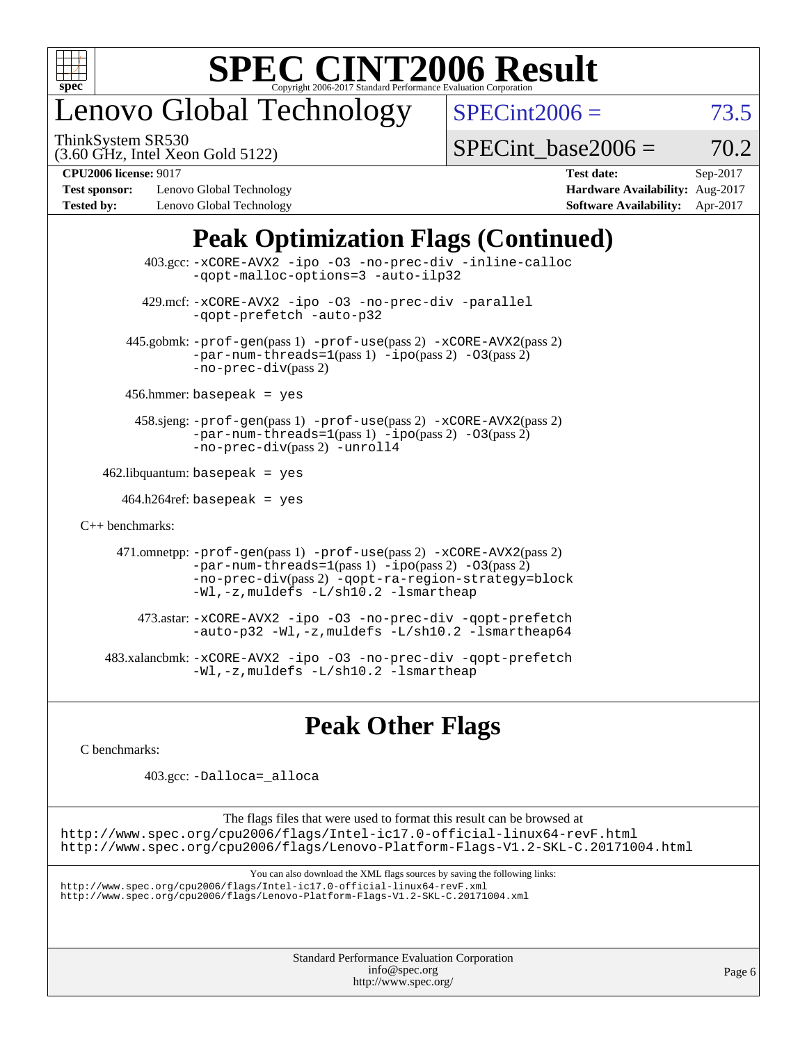# SPEC CINT2006 Result

Copyright 2006-2017 Standard Performance Evaluation Corporation

## Lenovo Global Technology

ThinkSystem SR530
(3.60 GHz, Intel Xeon Gold 5122)

SPECint2006 = 73.5

SPECint_base2006 = 70.2

**CPU2006 license:** 9017
**Test sponsor:** Lenovo Global Technology
**Tested by:** Lenovo Global Technology

**Test date:** Sep-2017
**Hardware Availability:** Aug-2017
**Software Availability:** Apr-2017

## Peak Optimization Flags (Continued)

403.gcc: -xCORE-AVX2 -ipo -O3 -no-prec-div -inline-calloc -qopt-malloc-options=3 -auto-ilp32

429.mcf: -xCORE-AVX2 -ipo -O3 -no-prec-div -parallel -qopt-prefetch -auto-p32

445.gobmk: -prof-gen(pass 1) -prof-use(pass 2) -xCORE-AVX2(pass 2) -par-num-threads=1(pass 1) -ipo(pass 2) -O3(pass 2) -no-prec-div(pass 2)

456.hmmer: basepeak = yes

458.sjeng: -prof-gen(pass 1) -prof-use(pass 2) -xCORE-AVX2(pass 2) -par-num-threads=1(pass 1) -ipo(pass 2) -O3(pass 2) -no-prec-div(pass 2) -unroll4

462.libquantum: basepeak = yes

464.h264ref: basepeak = yes

C++ benchmarks:

471.omnetpp: -prof-gen(pass 1) -prof-use(pass 2) -xCORE-AVX2(pass 2) -par-num-threads=1(pass 1) -ipo(pass 2) -O3(pass 2) -no-prec-div(pass 2) -qopt-ra-region-strategy=block -Wl,-z,muldefs -L/sh10.2 -lsmartheap

473.astar: -xCORE-AVX2 -ipo -O3 -no-prec-div -qopt-prefetch -auto-p32 -Wl,-z,muldefs -L/sh10.2 -lsmartheap64

483.xalancbmk: -xCORE-AVX2 -ipo -O3 -no-prec-div -qopt-prefetch -Wl,-z,muldefs -L/sh10.2 -lsmartheap

## Peak Other Flags

C benchmarks:

403.gcc: -Dalloca=_alloca

The flags files that were used to format this result can be browsed at
http://www.spec.org/cpu2006/flags/Intel-ic17.0-official-linux64-revF.html
http://www.spec.org/cpu2006/flags/Lenovo-Platform-Flags-V1.2-SKL-C.20171004.html

You can also download the XML flags sources by saving the following links:
http://www.spec.org/cpu2006/flags/Intel-ic17.0-official-linux64-revF.xml
http://www.spec.org/cpu2006/flags/Lenovo-Platform-Flags-V1.2-SKL-C.20171004.xml

Standard Performance Evaluation Corporation
info@spec.org
http://www.spec.org/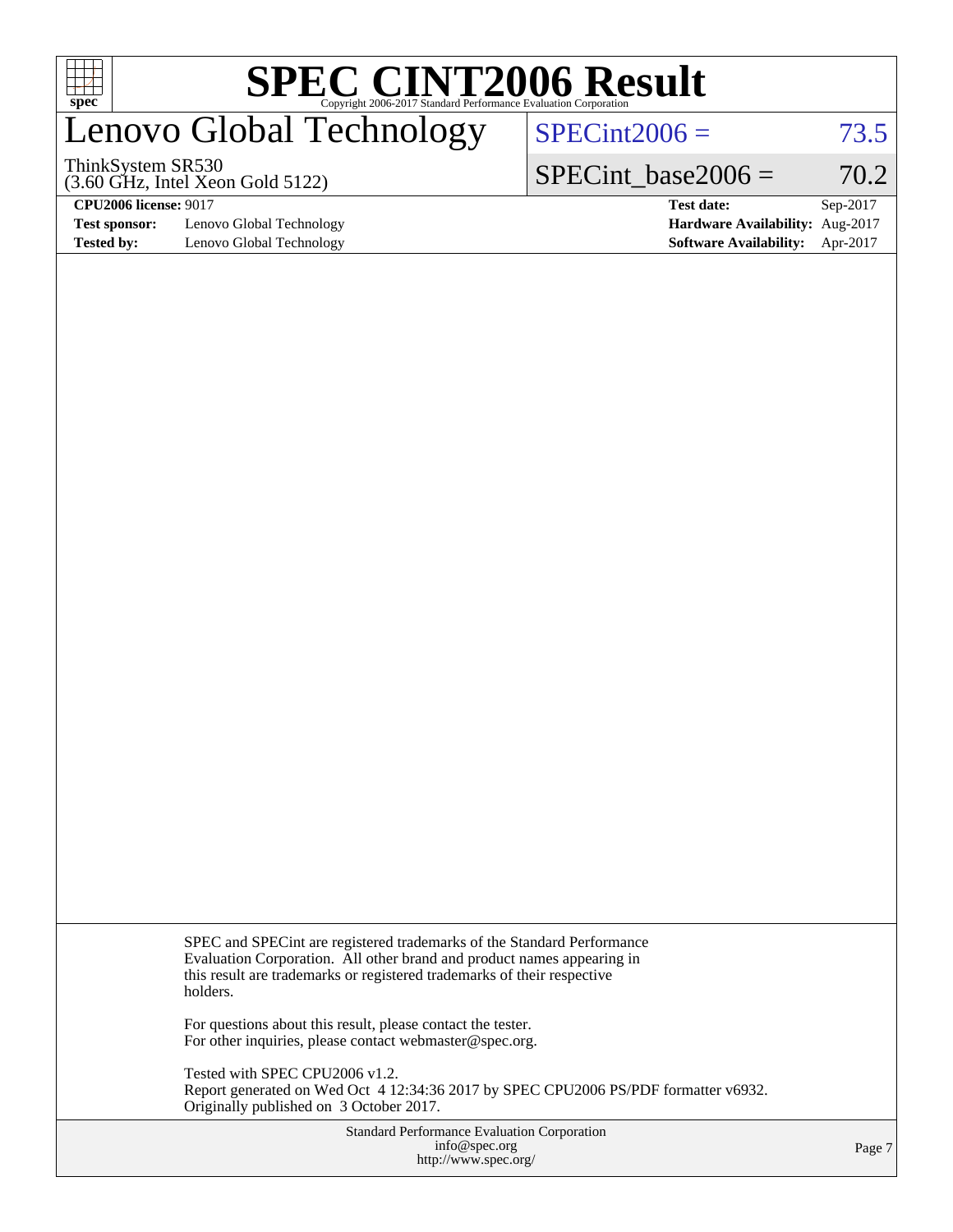SPEC and SPECint are registered trademarks of the Standard Performance Evaluation Corporation. All other brand and product names appearing in this result are trademarks or registered trademarks of their respective holders.

For questions about this result, please contact the tester.
For other inquiries, please contact webmaster@spec.org.

Tested with SPEC CPU2006 v1.2.
Report generated on Wed Oct 4 12:34:36 2017 by SPEC CPU2006 PS/PDF formatter v6932.
Originally published on 3 October 2017.